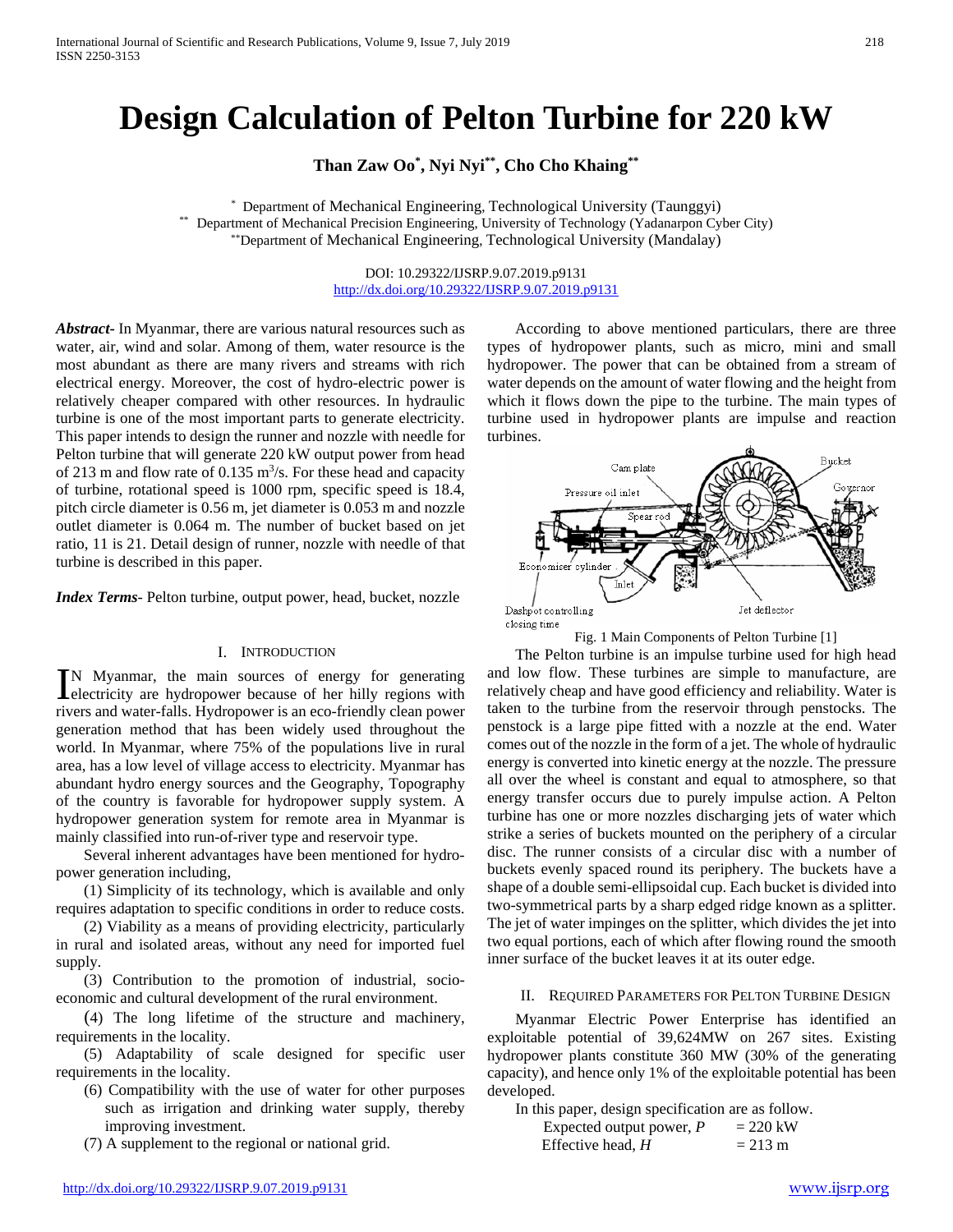# Design Calculation of Pelton Turbine for 220 kW

**Than Zaw Oo[*], Nyi Nyi[**], Cho Cho Khaing[**]**

[*] Department of Mechanical Engineering, Technological University (Taunggyi)
[**] Department of Mechanical Precision Engineering, University of Technology (Yadanarpon Cyber City)
[**]Department of Mechanical Engineering, Technological University (Mandalay)

DOI: 10.29322/IJSRP.9.07.2019.p9131
http://dx.doi.org/10.29322/IJSRP.9.07.2019.p9131

***Abstract***- In Myanmar, there are various natural resources such as water, air, wind and solar. Among of them, water resource is the most abundant as there are many rivers and streams with rich electrical energy. Moreover, the cost of hydro-electric power is relatively cheaper compared with other resources. In hydraulic turbine is one of the most important parts to generate electricity. This paper intends to design the runner and nozzle with needle for Pelton turbine that will generate 220 kW output power from head of 213 m and flow rate of 0.135 $m^3/s$. For these head and capacity of turbine, rotational speed is 1000 rpm, specific speed is 18.4, pitch circle diameter is 0.56 m, jet diameter is 0.053 m and nozzle outlet diameter is 0.064 m. The number of bucket based on jet ratio, 11 is 21. Detail design of runner, nozzle with needle of that turbine is described in this paper.

***Index Terms***- Pelton turbine, output power, head, bucket, nozzle

## I. Introduction

In Myanmar, the main sources of energy for generating electricity are hydropower because of her hilly regions with rivers and water-falls. Hydropower is an eco-friendly clean power generation method that has been widely used throughout the world. In Myanmar, where 75% of the populations live in rural area, has a low level of village access to electricity. Myanmar has abundant hydro energy sources and the Geography, Topography of the country is favorable for hydropower supply system. A hydropower generation system for remote area in Myanmar is mainly classified into run-of-river type and reservoir type.

Several inherent advantages have been mentioned for hydro-power generation including,

(1) Simplicity of its technology, which is available and only requires adaptation to specific conditions in order to reduce costs.

(2) Viability as a means of providing electricity, particularly in rural and isolated areas, without any need for imported fuel supply.

(3) Contribution to the promotion of industrial, socio-economic and cultural development of the rural environment.

(4) The long lifetime of the structure and machinery, requirements in the locality.

(5) Adaptability of scale designed for specific user requirements in the locality.

(6) Compatibility with the use of water for other purposes such as irrigation and drinking water supply, thereby improving investment.

(7) A supplement to the regional or national grid.

According to above mentioned particulars, there are three types of hydropower plants, such as micro, mini and small hydropower. The power that can be obtained from a stream of water depends on the amount of water flowing and the height from which it flows down the pipe to the turbine. The main types of turbine used in hydropower plants are impulse and reaction turbines.

Fig. 1 Main Components of Pelton Turbine [1]

The Pelton turbine is an impulse turbine used for high head and low flow. These turbines are simple to manufacture, are relatively cheap and have good efficiency and reliability. Water is taken to the turbine from the reservoir through penstocks. The penstock is a large pipe fitted with a nozzle at the end. Water comes out of the nozzle in the form of a jet. The whole of hydraulic energy is converted into kinetic energy at the nozzle. The pressure all over the wheel is constant and equal to atmosphere, so that energy transfer occurs due to purely impulse action. A Pelton turbine has one or more nozzles discharging jets of water which strike a series of buckets mounted on the periphery of a circular disc. The runner consists of a circular disc with a number of buckets evenly spaced round its periphery. The buckets have a shape of a double semi-ellipsoidal cup. Each bucket is divided into two-symmetrical parts by a sharp edged ridge known as a splitter. The jet of water impinges on the splitter, which divides the jet into two equal portions, each of which after flowing round the smooth inner surface of the bucket leaves it at its outer edge.

## II. Required Parameters for Pelton Turbine Design

Myanmar Electric Power Enterprise has identified an exploitable potential of 39,624MW on 267 sites. Existing hydropower plants constitute 360 MW (30% of the generating capacity), and hence only 1% of the exploitable potential has been developed.

In this paper, design specification are as follow.

Expected output power, $P$ = 220 kW
Effective head, $H$ = 213 m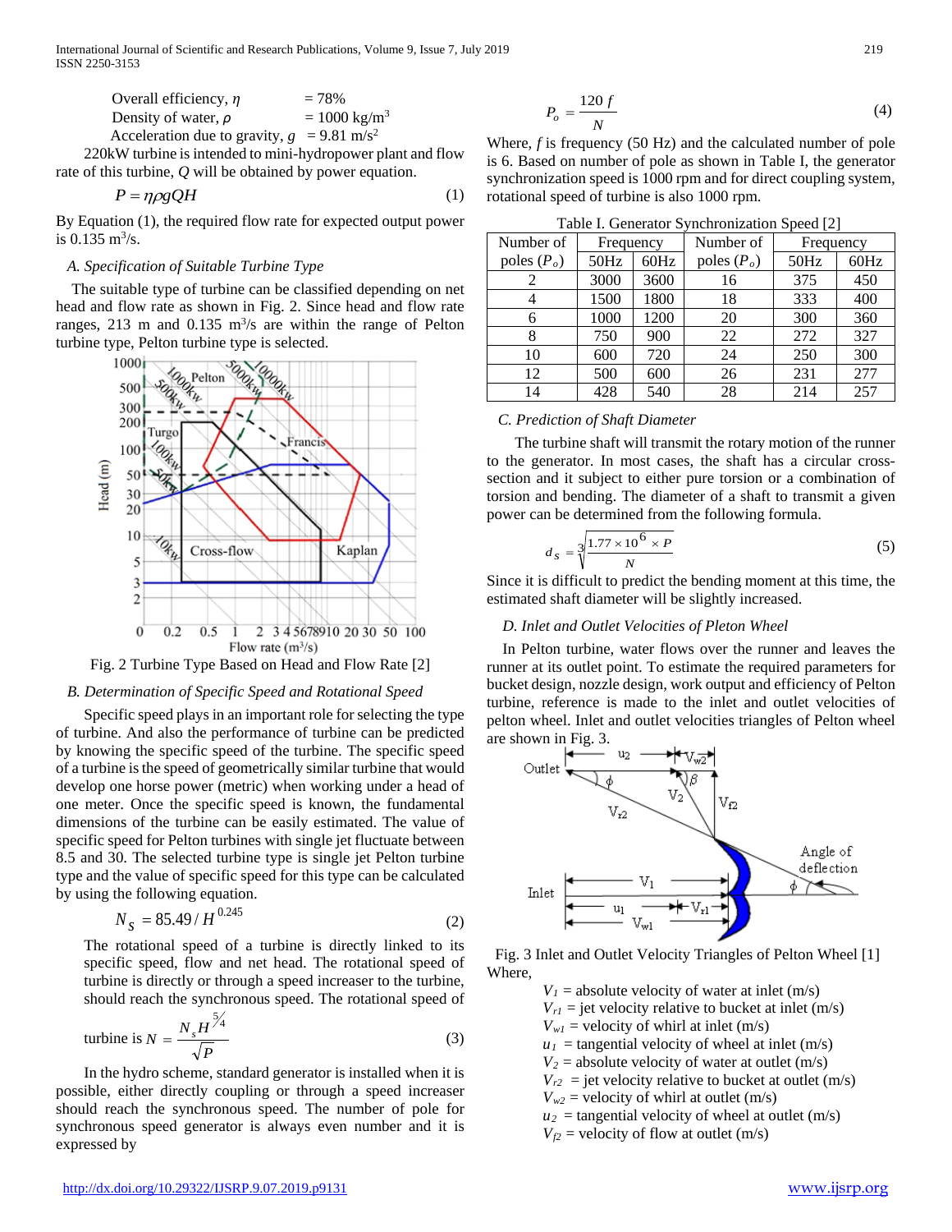Overall efficiency, $\eta$ = 78%

Density of water, $\rho$ = 1000 kg/m$^3$

Acceleration due to gravity, $g$ = 9.81 m/s$^2$

220kW turbine is intended to mini-hydropower plant and flow rate of this turbine, $Q$ will be obtained by power equation.

$$P = \eta \rho g Q H \tag{1}$$

By Equation (1), the required flow rate for expected output power is 0.135 m$^3$/s.

### A. Specification of Suitable Turbine Type

The suitable type of turbine can be classified depending on net head and flow rate as shown in Fig. 2. Since head and flow rate ranges, 213 m and 0.135 m$^3$/s are within the range of Pelton turbine type, Pelton turbine type is selected.

Fig. 2 Turbine Type Based on Head and Flow Rate [2]

### B. Determination of Specific Speed and Rotational Speed

Specific speed plays in an important role for selecting the type of turbine. And also the performance of turbine can be predicted by knowing the specific speed of the turbine. The specific speed of a turbine is the speed of geometrically similar turbine that would develop one horse power (metric) when working under a head of one meter. Once the specific speed is known, the fundamental dimensions of the turbine can be easily estimated. The value of specific speed for Pelton turbines with single jet fluctuate between 8.5 and 30. The selected turbine type is single jet Pelton turbine type and the value of specific speed for this type can be calculated by using the following equation.

$$N_S = 85.49 / H^{0.245} \tag{2}$$

The rotational speed of a turbine is directly linked to its specific speed, flow and net head. The rotational speed of turbine is directly or through a speed increaser to the turbine, should reach the synchronous speed. The rotational speed of turbine is

$$N = \frac{N_s H^{5/4}}{\sqrt{P}} \tag{3}$$

In the hydro scheme, standard generator is installed when it is possible, either directly coupling or through a speed increaser should reach the synchronous speed. The number of pole for synchronous speed generator is always even number and it is expressed by

$$P_o = \frac{120\, f}{N} \tag{4}$$

Where, $f$ is frequency (50 Hz) and the calculated number of pole is 6. Based on number of pole as shown in Table I, the generator synchronization speed is 1000 rpm and for direct coupling system, rotational speed of turbine is also 1000 rpm.

Table I. Generator Synchronization Speed [2]

| Number of poles ($P_o$) | Frequency | | Number of poles ($P_o$) | Frequency | |
|---|---|---|---|---|---|
| | 50Hz | 60Hz | | 50Hz | 60Hz |
| 2 | 3000 | 3600 | 16 | 375 | 450 |
| 4 | 1500 | 1800 | 18 | 333 | 400 |
| 6 | 1000 | 1200 | 20 | 300 | 360 |
| 8 | 750 | 900 | 22 | 272 | 327 |
| 10 | 600 | 720 | 24 | 250 | 300 |
| 12 | 500 | 600 | 26 | 231 | 277 |
| 14 | 428 | 540 | 28 | 214 | 257 |

### C. Prediction of Shaft Diameter

The turbine shaft will transmit the rotary motion of the runner to the generator. In most cases, the shaft has a circular cross-section and it subject to either pure torsion or a combination of torsion and bending. The diameter of a shaft to transmit a given power can be determined from the following formula.

$$d_S = \sqrt[3]{\frac{1.77 \times 10^6 \times P}{N}} \tag{5}$$

Since it is difficult to predict the bending moment at this time, the estimated shaft diameter will be slightly increased.

### D. Inlet and Outlet Velocities of Pleton Wheel

In Pelton turbine, water flows over the runner and leaves the runner at its outlet point. To estimate the required parameters for bucket design, nozzle design, work output and efficiency of Pelton turbine, reference is made to the inlet and outlet velocities of pelton wheel. Inlet and outlet velocities triangles of Pelton wheel are shown in Fig. 3.

Fig. 3 Inlet and Outlet Velocity Triangles of Pelton Wheel [1]

Where,

$V_1$ = absolute velocity of water at inlet (m/s)

$V_{r1}$ = jet velocity relative to bucket at inlet (m/s)

$V_{w1}$ = velocity of whirl at inlet (m/s)

$u_1$ = tangential velocity of wheel at inlet (m/s)

$V_2$ = absolute velocity of water at outlet (m/s)

$V_{r2}$ = jet velocity relative to bucket at outlet (m/s)

$V_{w2}$ = velocity of whirl at outlet (m/s)

$u_2$ = tangential velocity of wheel at outlet (m/s)

$V_{f2}$ = velocity of flow at outlet (m/s)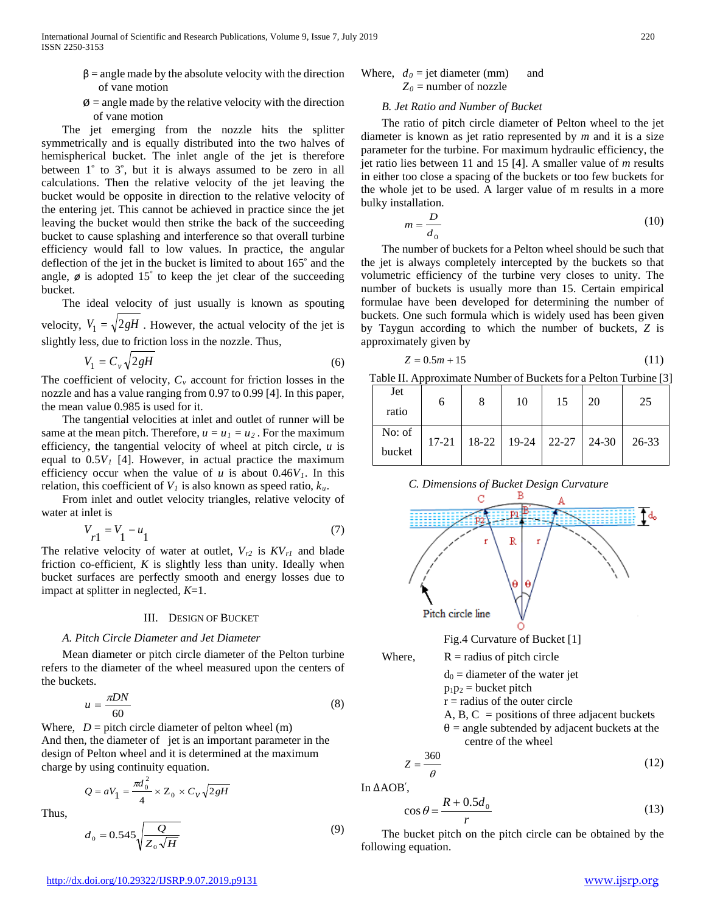β = angle made by the absolute velocity with the direction of vane motion

ø = angle made by the relative velocity with the direction of vane motion

The jet emerging from the nozzle hits the splitter symmetrically and is equally distributed into the two halves of hemispherical bucket. The inlet angle of the jet is therefore between 1˚ to 3˚, but it is always assumed to be zero in all calculations. Then the relative velocity of the jet leaving the bucket would be opposite in direction to the relative velocity of the entering jet. This cannot be achieved in practice since the jet leaving the bucket would then strike the back of the succeeding bucket to cause splashing and interference so that overall turbine efficiency would fall to low values. In practice, the angular deflection of the jet in the bucket is limited to about 165˚ and the angle, $\varnothing$ is adopted 15˚ to keep the jet clear of the succeeding bucket.

The ideal velocity of just usually is known as spouting velocity, $V_1 = \sqrt{2gH}$ . However, the actual velocity of the jet is slightly less, due to friction loss in the nozzle. Thus,

$$V_1 = C_v \sqrt{2gH} \tag{6}$$

The coefficient of velocity, $C_v$ account for friction losses in the nozzle and has a value ranging from 0.97 to 0.99 [4]. In this paper, the mean value 0.985 is used for it.

The tangential velocities at inlet and outlet of runner will be same at the mean pitch. Therefore, $u = u_1 = u_2$ . For the maximum efficiency, the tangential velocity of wheel at pitch circle, $u$ is equal to $0.5V_1$ [4]. However, in actual practice the maximum efficiency occur when the value of $u$ is about $0.46V_1$. In this relation, this coefficient of $V_1$ is also known as speed ratio, $k_u$.

From inlet and outlet velocity triangles, relative velocity of water at inlet is

$$V_{r1} = V_1 - u_1 \tag{7}$$

The relative velocity of water at outlet, $V_{r2}$ is $KV_{r1}$ and blade friction co-efficient, $K$ is slightly less than unity. Ideally when bucket surfaces are perfectly smooth and energy losses due to impact at splitter in neglected, $K$=1.

## III. Design of Bucket

### A. Pitch Circle Diameter and Jet Diameter

Mean diameter or pitch circle diameter of the Pelton turbine refers to the diameter of the wheel measured upon the centers of the buckets.

$$u = \frac{\pi DN}{60} \tag{8}$$

Where, $D$ = pitch circle diameter of pelton wheel (m)

And then, the diameter of jet is an important parameter in the design of Pelton wheel and it is determined at the maximum charge by using continuity equation.

$$Q = aV_1 = \frac{\pi d_0^2}{4} \times Z_0 \times C_V \sqrt{2gH}$$

Thus,

$$d_0 = 0.545 \sqrt{\frac{Q}{Z_0 \sqrt{H}}} \tag{9}$$

Where, $d_0$ = jet diameter (mm) and

$Z_0$ = number of nozzle

### B. Jet Ratio and Number of Bucket

The ratio of pitch circle diameter of Pelton wheel to the jet diameter is known as jet ratio represented by $m$ and it is a size parameter for the turbine. For maximum hydraulic efficiency, the jet ratio lies between 11 and 15 [4]. A smaller value of $m$ results in either too close a spacing of the buckets or too few buckets for the whole jet to be used. A larger value of m results in a more bulky installation.

$$m = \frac{D}{d_0} \tag{10}$$

The number of buckets for a Pelton wheel should be such that the jet is always completely intercepted by the buckets so that volumetric efficiency of the turbine very closes to unity. The number of buckets is usually more than 15. Certain empirical formulae have been developed for determining the number of buckets. One such formula which is widely used has been given by Taygun according to which the number of buckets, $Z$ is approximately given by

$$Z = 0.5m + 15 \tag{11}$$

Table II. Approximate Number of Buckets for a Pelton Turbine [3]

| Jet ratio | 6 | 8 | 10 | 15 | 20 | 25 |
|---|---|---|---|---|---|---|
| No: of bucket | 17-21 | 18-22 | 19-24 | 22-27 | 24-30 | 26-33 |

### C. Dimensions of Bucket Design Curvature

Fig.4 Curvature of Bucket [1]

Where,
- R = radius of pitch circle
- $d_0$ = diameter of the water jet
- $p_1p_2$ = bucket pitch
- r = radius of the outer circle
- A, B, C = positions of three adjacent buckets
- θ = angle subtended by adjacent buckets at the centre of the wheel

$$Z = \frac{360}{\theta} \tag{12}$$

In ΔAOB′,

$$\cos\theta = \frac{R + 0.5d_0}{r} \tag{13}$$

The bucket pitch on the pitch circle can be obtained by the following equation.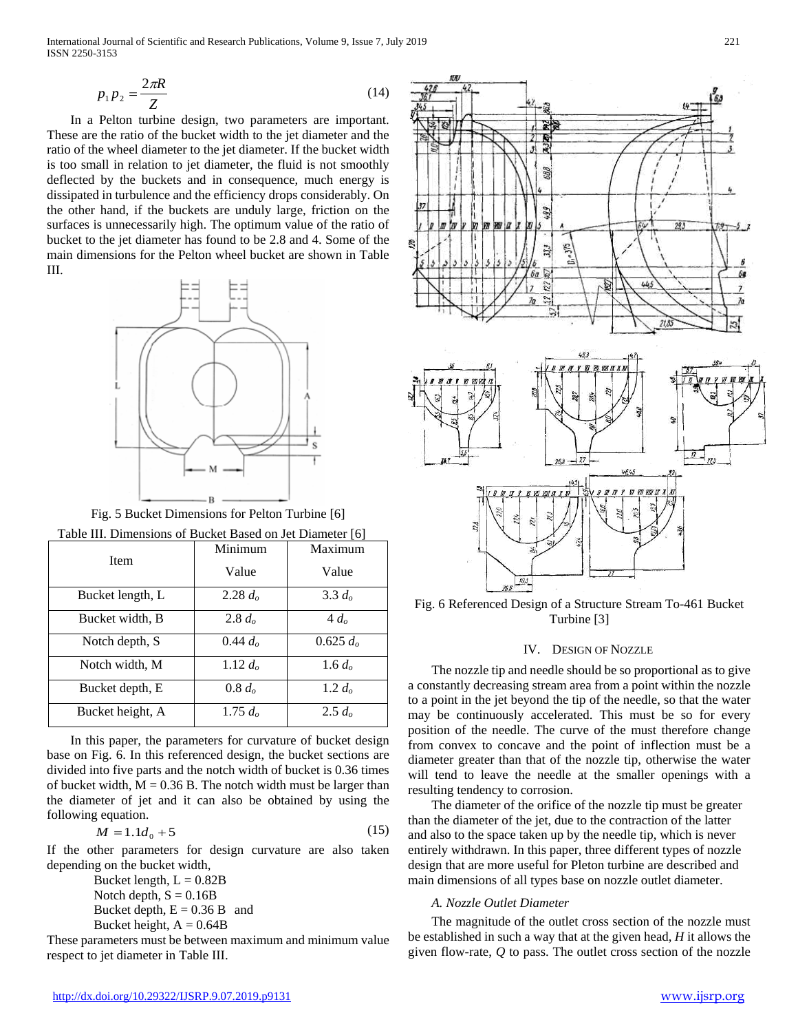$$p_1 p_2 = \frac{2\pi R}{Z} \tag{14}$$

In a Pelton turbine design, two parameters are important. These are the ratio of the bucket width to the jet diameter and the ratio of the wheel diameter to the jet diameter. If the bucket width is too small in relation to jet diameter, the fluid is not smoothly deflected by the buckets and in consequence, much energy is dissipated in turbulence and the efficiency drops considerably. On the other hand, if the buckets are unduly large, friction on the surfaces is unnecessarily high. The optimum value of the ratio of bucket to the jet diameter has found to be 2.8 and 4. Some of the main dimensions for the Pelton wheel bucket are shown in Table III.

Fig. 5 Bucket Dimensions for Pelton Turbine [6]

Table III. Dimensions of Bucket Based on Jet Diameter [6]

| Item | Minimum Value | Maximum Value |
|---|---|---|
| Bucket length, L | 2.28 $d_o$ | 3.3 $d_o$ |
| Bucket width, B | 2.8 $d_o$ | 4 $d_o$ |
| Notch depth, S | 0.44 $d_o$ | 0.625 $d_o$ |
| Notch width, M | 1.12 $d_o$ | 1.6 $d_o$ |
| Bucket depth, E | 0.8 $d_o$ | 1.2 $d_o$ |
| Bucket height, A | 1.75 $d_o$ | 2.5 $d_o$ |

In this paper, the parameters for curvature of bucket design base on Fig. 6. In this referenced design, the bucket sections are divided into five parts and the notch width of bucket is 0.36 times of bucket width, M = 0.36 B. The notch width must be larger than the diameter of jet and it can also be obtained by using the following equation.

$$M = 1.1 d_0 + 5 \tag{15}$$

If the other parameters for design curvature are also taken depending on the bucket width,

Bucket length, L = 0.82B
Notch depth, S = 0.16B
Bucket depth, E = 0.36 B and
Bucket height, A = 0.64B

These parameters must be between maximum and minimum value respect to jet diameter in Table III.

Fig. 6 Referenced Design of a Structure Stream To-461 Bucket Turbine [3]

## IV. Design of Nozzle

The nozzle tip and needle should be so proportional as to give a constantly decreasing stream area from a point within the nozzle to a point in the jet beyond the tip of the needle, so that the water may be continuously accelerated. This must be so for every position of the needle. The curve of the must therefore change from convex to concave and the point of inflection must be a diameter greater than that of the nozzle tip, otherwise the water will tend to leave the needle at the smaller openings with a resulting tendency to corrosion.

The diameter of the orifice of the nozzle tip must be greater than the diameter of the jet, due to the contraction of the latter and also to the space taken up by the needle tip, which is never entirely withdrawn. In this paper, three different types of nozzle design that are more useful for Pleton turbine are described and main dimensions of all types base on nozzle outlet diameter.

### A. Nozzle Outlet Diameter

The magnitude of the outlet cross section of the nozzle must be established in such a way that at the given head, *H* it allows the given flow-rate, *Q* to pass. The outlet cross section of the nozzle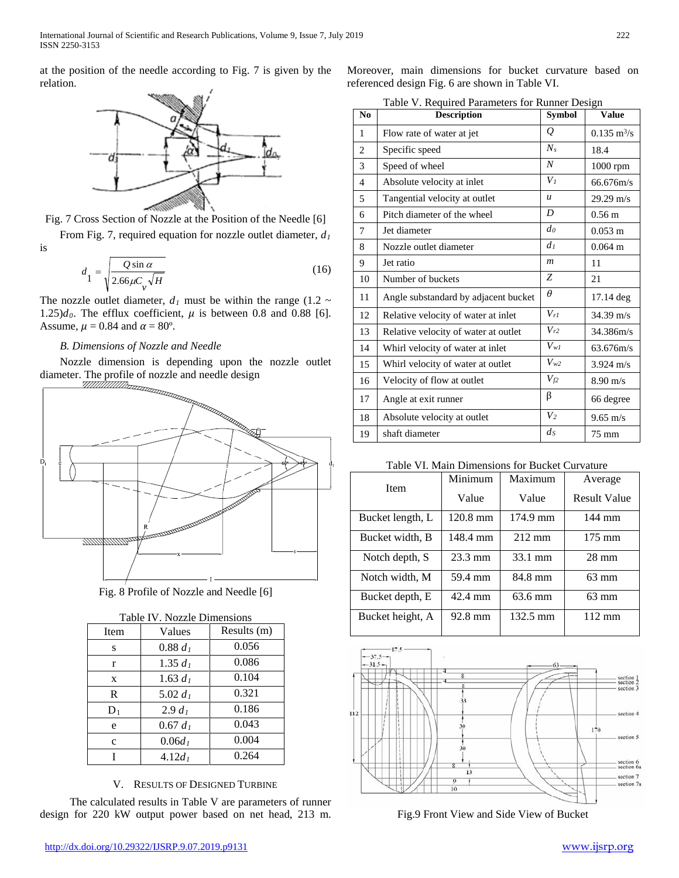at the position of the needle according to Fig. 7 is given by the relation.

Fig. 7 Cross Section of Nozzle at the Position of the Needle [6]

From Fig. 7, required equation for nozzle outlet diameter, $d_1$ is

$$d_1 = \sqrt{\frac{Q \sin\alpha}{2.66\mu C_v \sqrt{H}}} \tag{16}$$

The nozzle outlet diameter, $d_1$ must be within the range $(1.2 \sim 1.25)d_0$. The efflux coefficient, $\mu$ is between 0.8 and 0.88 [6]. Assume, $\mu = 0.84$ and $\alpha = 80^o$.

### B. Dimensions of Nozzle and Needle

Nozzle dimension is depending upon the nozzle outlet diameter. The profile of nozzle and needle design

Fig. 8 Profile of Nozzle and Needle [6]

Table IV. Nozzle Dimensions

| Item | Values | Results (m) |
|---|---|---|
| s | $0.88\, d_1$ | 0.056 |
| r | $1.35\, d_1$ | 0.086 |
| x | $1.63\, d_1$ | 0.104 |
| R | $5.02\, d_1$ | 0.321 |
| $D_1$ | $2.9\, d_1$ | 0.186 |
| e | $0.67\, d_1$ | 0.043 |
| c | $0.06 d_1$ | 0.004 |
| I | $4.12 d_1$ | 0.264 |

## V. Results of Designed Turbine

The calculated results in Table V are parameters of runner design for 220 kW output power based on net head, 213 m. Moreover, main dimensions for bucket curvature based on referenced design Fig. 6 are shown in Table VI.

Table V. Required Parameters for Runner Design

| No | Description | Symbol | Value |
|---|---|---|---|
| 1 | Flow rate of water at jet | $Q$ | 0.135 $m^3/s$ |
| 2 | Specific speed | $N_s$ | 18.4 |
| 3 | Speed of wheel | $N$ | 1000 rpm |
| 4 | Absolute velocity at inlet | $V_1$ | 66.676m/s |
| 5 | Tangential velocity at outlet | $u$ | 29.29 m/s |
| 6 | Pitch diameter of the wheel | $D$ | 0.56 m |
| 7 | Jet diameter | $d_0$ | 0.053 m |
| 8 | Nozzle outlet diameter | $d_1$ | 0.064 m |
| 9 | Jet ratio | $m$ | 11 |
| 10 | Number of buckets | $Z$ | 21 |
| 11 | Angle substandard by adjacent bucket | $\theta$ | 17.14 deg |
| 12 | Relative velocity of water at inlet | $V_{r1}$ | 34.39 m/s |
| 13 | Relative velocity of water at outlet | $V_{r2}$ | 34.386m/s |
| 14 | Whirl velocity of water at inlet | $V_{w1}$ | 63.676m/s |
| 15 | Whirl velocity of water at outlet | $V_{w2}$ | 3.924 m/s |
| 16 | Velocity of flow at outlet | $V_{f2}$ | 8.90 m/s |
| 17 | Angle at exit runner | β | 66 degree |
| 18 | Absolute velocity at outlet | $V_2$ | 9.65 m/s |
| 19 | shaft diameter | $d_S$ | 75 mm |

Table VI. Main Dimensions for Bucket Curvature

| Item | Minimum Value | Maximum Value | Average Result Value |
|---|---|---|---|
| Bucket length, L | 120.8 mm | 174.9 mm | 144 mm |
| Bucket width, B | 148.4 mm | 212 mm | 175 mm |
| Notch depth, S | 23.3 mm | 33.1 mm | 28 mm |
| Notch width, M | 59.4 mm | 84.8 mm | 63 mm |
| Bucket depth, E | 42.4 mm | 63.6 mm | 63 mm |
| Bucket height, A | 92.8 mm | 132.5 mm | 112 mm |

Fig.9 Front View and Side View of Bucket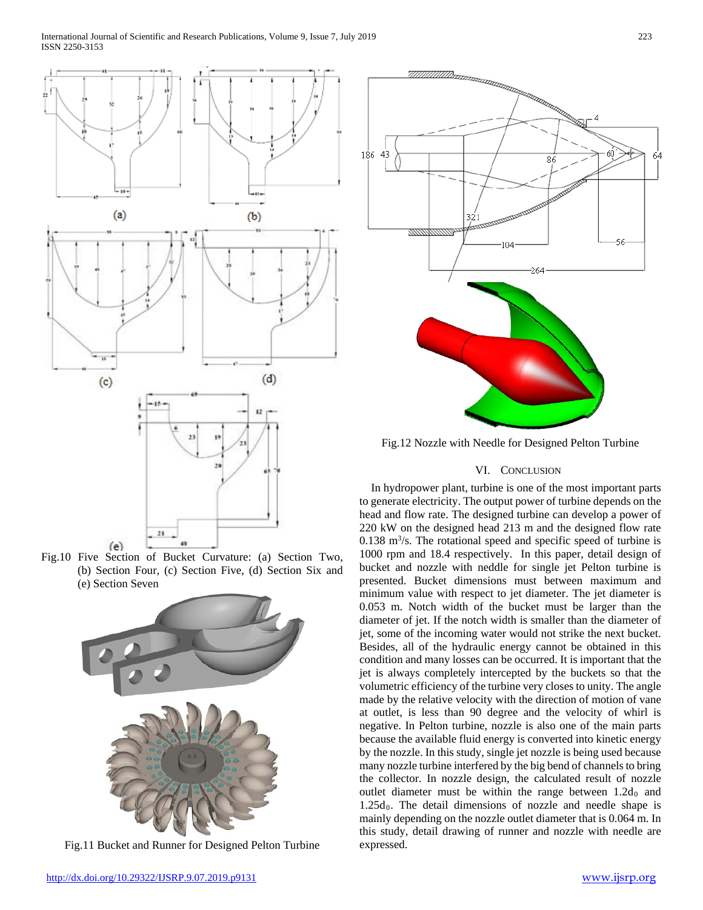Fig.10 Five Section of Bucket Curvature: (a) Section Two, (b) Section Four, (c) Section Five, (d) Section Six and (e) Section Seven

Fig.11 Bucket and Runner for Designed Pelton Turbine

Fig.12 Nozzle with Needle for Designed Pelton Turbine

## VI. Conclusion

In hydropower plant, turbine is one of the most important parts to generate electricity. The output power of turbine depends on the head and flow rate. The designed turbine can develop a power of 220 kW on the designed head 213 m and the designed flow rate 0.138 $m^3/s$. The rotational speed and specific speed of turbine is 1000 rpm and 18.4 respectively. In this paper, detail design of bucket and nozzle with neddle for single jet Pelton turbine is presented. Bucket dimensions must between maximum and minimum value with respect to jet diameter. The jet diameter is 0.053 m. Notch width of the bucket must be larger than the diameter of jet. If the notch width is smaller than the diameter of jet, some of the incoming water would not strike the next bucket. Besides, all of the hydraulic energy cannot be obtained in this condition and many losses can be occurred. It is important that the jet is always completely intercepted by the buckets so that the volumetric efficiency of the turbine very closes to unity. The angle made by the relative velocity with the direction of motion of vane at outlet, is less than 90 degree and the velocity of whirl is negative. In Pelton turbine, nozzle is also one of the main parts because the available fluid energy is converted into kinetic energy by the nozzle. In this study, single jet nozzle is being used because many nozzle turbine interfered by the big bend of channels to bring the collector. In nozzle design, the calculated result of nozzle outlet diameter must be within the range between $1.2d_0$ and $1.25d_0$. The detail dimensions of nozzle and needle shape is mainly depending on the nozzle outlet diameter that is 0.064 m. In this study, detail drawing of runner and nozzle with needle are expressed.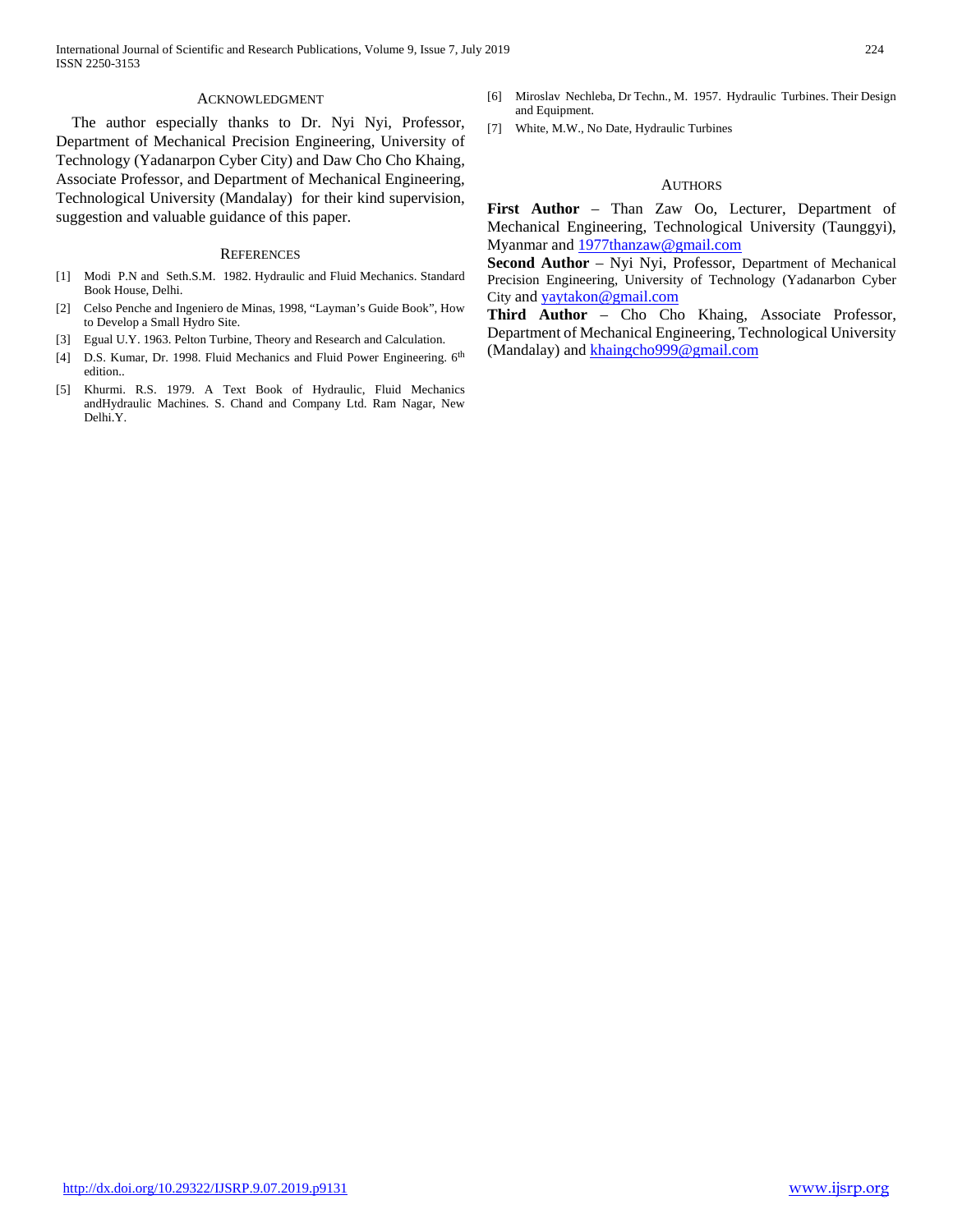## ACKNOWLEDGMENT

The author especially thanks to Dr. Nyi Nyi, Professor, Department of Mechanical Precision Engineering, University of Technology (Yadanarpon Cyber City) and Daw Cho Cho Khaing, Associate Professor, and Department of Mechanical Engineering, Technological University (Mandalay) for their kind supervision, suggestion and valuable guidance of this paper.

## REFERENCES

[1] Modi P.N and Seth.S.M. 1982. Hydraulic and Fluid Mechanics. Standard Book House, Delhi.

[2] Celso Penche and Ingeniero de Minas, 1998, "Layman's Guide Book", How to Develop a Small Hydro Site.

[3] Egual U.Y. 1963. Pelton Turbine, Theory and Research and Calculation.

[4] D.S. Kumar, Dr. 1998. Fluid Mechanics and Fluid Power Engineering. 6th edition..

[5] Khurmi. R.S. 1979. A Text Book of Hydraulic, Fluid Mechanics andHydraulic Machines. S. Chand and Company Ltd. Ram Nagar, New Delhi.Y.

[6] Miroslav Nechleba, Dr Techn., M. 1957. Hydraulic Turbines. Their Design and Equipment.

[7] White, M.W., No Date, Hydraulic Turbines

## AUTHORS

**First Author** – Than Zaw Oo, Lecturer, Department of Mechanical Engineering, Technological University (Taunggyi), Myanmar and 1977thanzaw@gmail.com

**Second Author** – Nyi Nyi, Professor, Department of Mechanical Precision Engineering, University of Technology (Yadanarbon Cyber City and yaytakon@gmail.com

**Third Author** – Cho Cho Khaing, Associate Professor, Department of Mechanical Engineering, Technological University (Mandalay) and khaingcho999@gmail.com